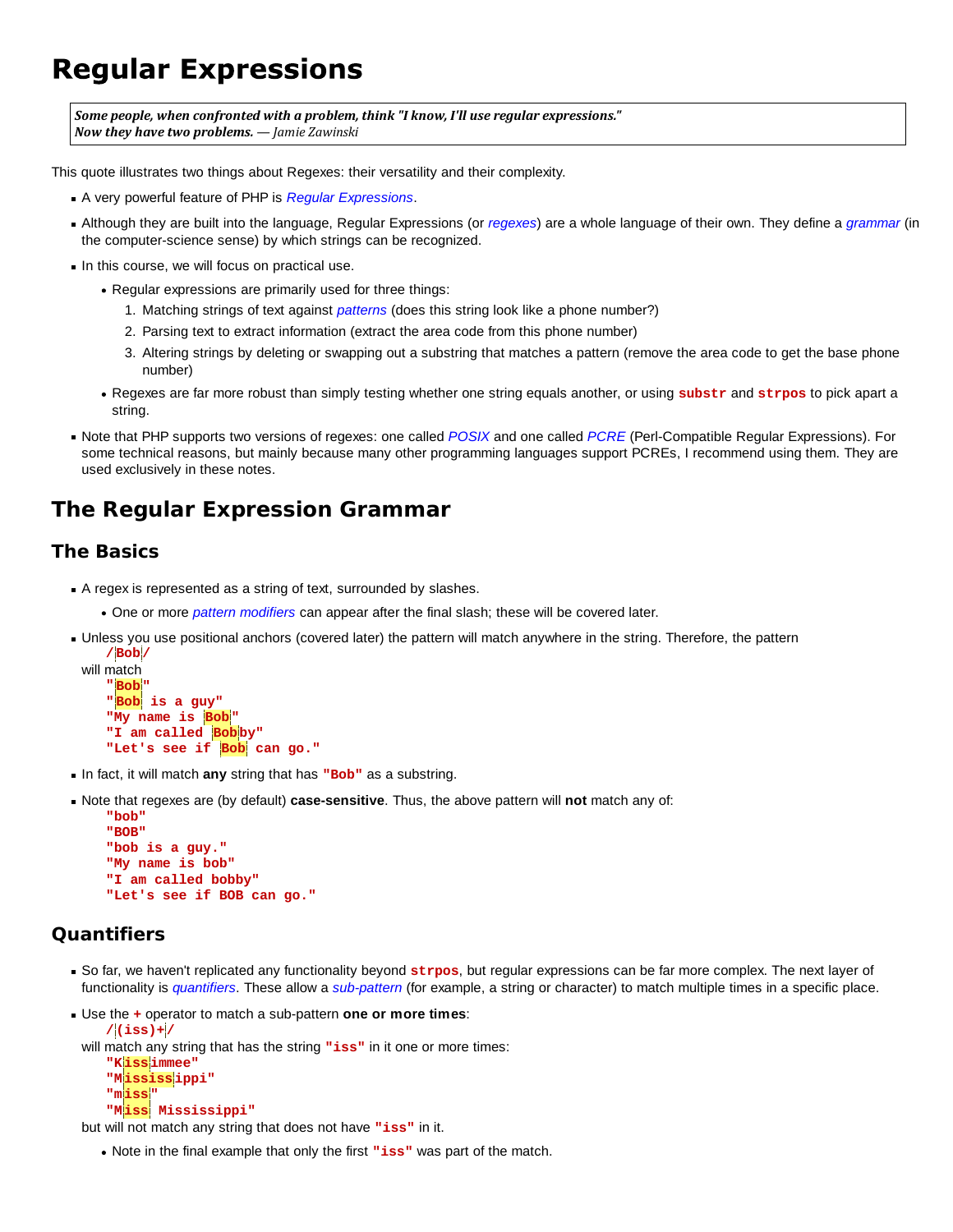# Regular Expressions

> ***Some people, when confronted with a problem, think "I know, I'll use regular expressions." Now they have two problems.*** *— Jamie Zawinski*

This quote illustrates two things about Regexes: their versatility and their complexity.

- A very powerful feature of PHP is *Regular Expressions*.
- Although they are built into the language, Regular Expressions (or *regexes*) are a whole language of their own. They define a *grammar* (in the computer-science sense) by which strings can be recognized.
- In this course, we will focus on practical use.
  - Regular expressions are primarily used for three things:
    1. Matching strings of text against *patterns* (does this string look like a phone number?)
    2. Parsing text to extract information (extract the area code from this phone number)
    3. Altering strings by deleting or swapping out a substring that matches a pattern (remove the area code to get the base phone number)
  - Regexes are far more robust than simply testing whether one string equals another, or using `substr` and `strpos` to pick apart a string.
- Note that PHP supports two versions of regexes: one called *POSIX* and one called *PCRE* (Perl-Compatible Regular Expressions). For some technical reasons, but mainly because many other programming languages support PCREs, I recommend using them. They are used exclusively in these notes.

## The Regular Expression Grammar

### The Basics

- A regex is represented as a string of text, surrounded by slashes.
  - One or more *pattern modifiers* can appear after the final slash; these will be covered later.
- Unless you use positional anchors (covered later) the pattern will match anywhere in the string. Therefore, the pattern
  ```
  /Bob/
  ```
  will match
  ```
  "Bob"
  "Bob is a guy"
  "My name is Bob"
  "I am called Bobby"
  "Let's see if Bob can go."
  ```
- In fact, it will match **any** string that has `"Bob"` as a substring.
- Note that regexes are (by default) **case-sensitive**. Thus, the above pattern will **not** match any of:
  ```
  "bob"
  "BOB"
  "bob is a guy."
  "My name is bob"
  "I am called bobby"
  "Let's see if BOB can go."
  ```

### Quantifiers

- So far, we haven't replicated any functionality beyond `strpos`, but regular expressions can be far more complex. The next layer of functionality is *quantifiers*. These allow a *sub-pattern* (for example, a string or character) to match multiple times in a specific place.
- Use the `+` operator to match a sub-pattern **one or more times**:
  ```
  /(iss)+/
  ```
  will match any string that has the string `"iss"` in it one or more times:
  ```
  "Kissimmee"
  "Mississippi"
  "miss"
  "Miss Mississippi"
  ```
  but will not match any string that does not have `"iss"` in it.
  - Note in the final example that only the first `"iss"` was part of the match.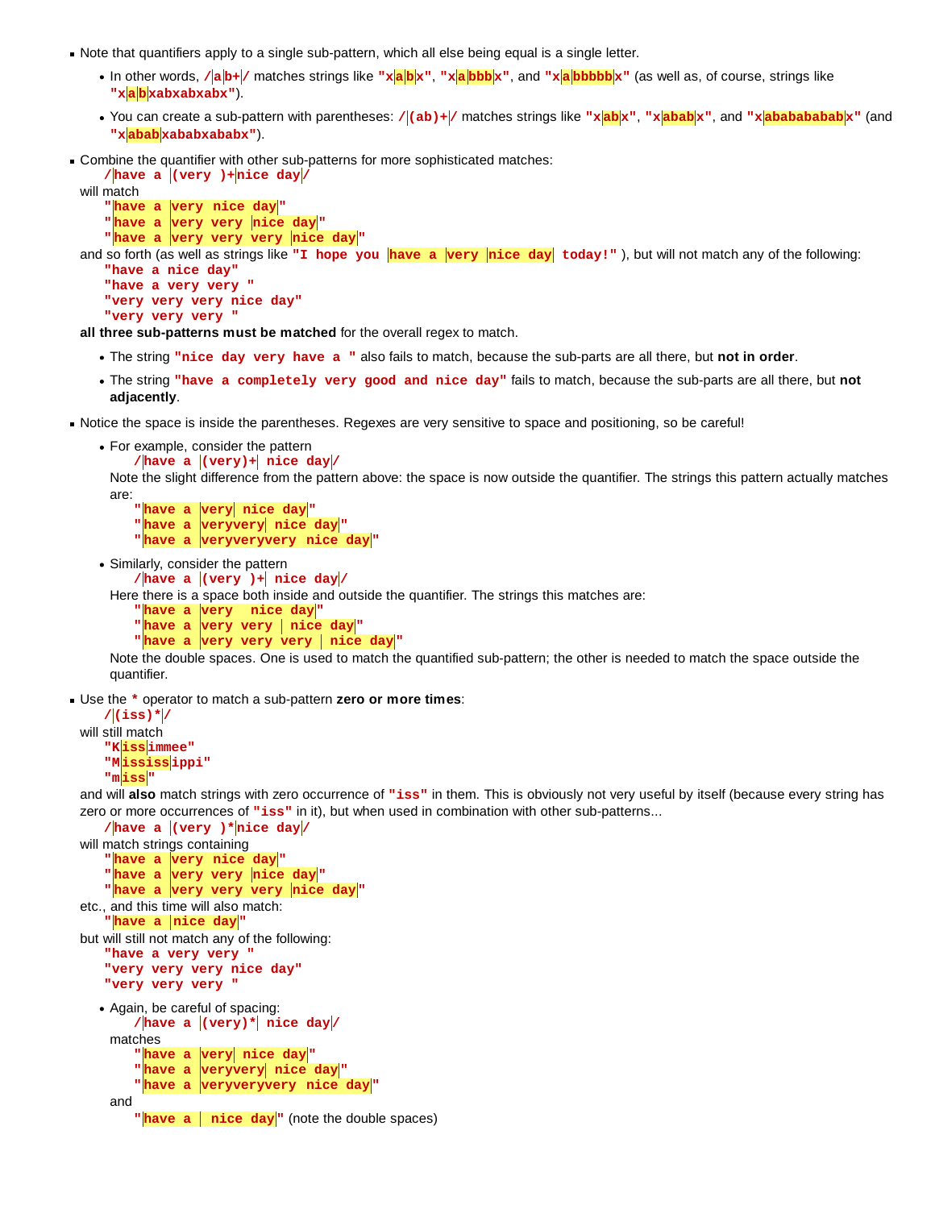- Note that quantifiers apply to a single sub-pattern, which all else being equal is a single letter.
  - In other words, `/ab+/` matches strings like `"xabx"`, `"xabbbx"`, and `"xabbbbbx"` (as well as, of course, strings like `"xabxabxabx"`).
  - You can create a sub-pattern with parentheses: `/(ab)+/` matches strings like `"xabx"`, `"xababx"`, and `"xababababx"` (and `"xababxababxababx"`).
- Combine the quantifier with other sub-patterns for more sophisticated matches:

  `/have a (very )+nice day/`

  will match

  `"have a very nice day"`
  `"have a very very nice day"`
  `"have a very very very nice day"`

  and so forth (as well as strings like `"I hope you have a very nice day today!"` ), but will not match any of the following:

  `"have a nice day"`
  `"have a very very "`
  `"very very very nice day"`
  `"very very very "`

  **all three sub-patterns must be matched** for the overall regex to match.
  - The string `"nice day very have a "` also fails to match, because the sub-parts are all there, but **not in order**.
  - The string `"have a completely very good and nice day"` fails to match, because the sub-parts are all there, but **not adjacently**.
- Notice the space is inside the parentheses. Regexes are very sensitive to space and positioning, so be careful!
  - For example, consider the pattern

    `/have a (very)+ nice day/`

    Note the slight difference from the pattern above: the space is now outside the quantifier. The strings this pattern actually matches are:

    `"have a very nice day"`
    `"have a veryvery nice day"`
    `"have a veryveryvery nice day"`
  - Similarly, consider the pattern

    `/have a (very )+ nice day/`

    Here there is a space both inside and outside the quantifier. The strings this matches are:

    `"have a very  nice day"`
    `"have a very very  nice day"`
    `"have a very very very  nice day"`

    Note the double spaces. One is used to match the quantified sub-pattern; the other is needed to match the space outside the quantifier.
- Use the `*` operator to match a sub-pattern **zero or more times**:

  `/(iss)*/`

  will still match

  `"Kissimmee"`
  `"Mississippi"`
  `"miss"`

  and will **also** match strings with zero occurrence of `"iss"` in them. This is obviously not very useful by itself (because every string has zero or more occurrences of `"iss"` in it), but when used in combination with other sub-patterns...

  `/have a (very )*nice day/`

  will match strings containing

  `"have a very nice day"`
  `"have a very very nice day"`
  `"have a very very very nice day"`

  etc., and this time will also match:

  `"have a nice day"`

  but will still not match any of the following:

  `"have a very very "`
  `"very very very nice day"`
  `"very very very "`
  - Again, be careful of spacing:

    `/have a (very)* nice day/`

    matches

    `"have a very nice day"`
    `"have a veryvery nice day"`
    `"have a veryveryvery nice day"`

    and

    `"have a  nice day"` (note the double spaces)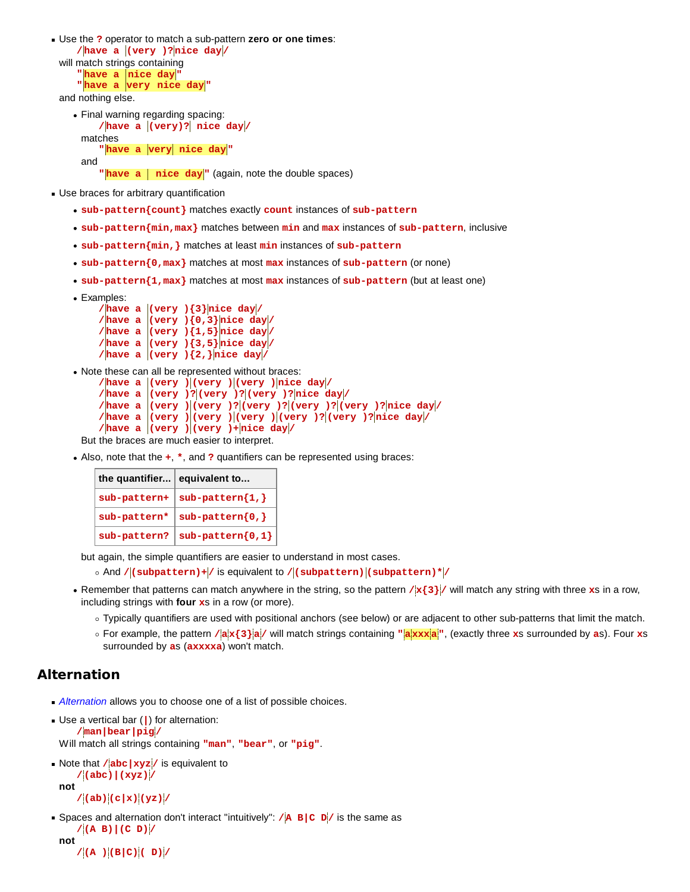- Use the `?` operator to match a sub-pattern **zero or one times**:
  `/have a (very )?nice day/`
  will match strings containing
  `"have a nice day"`
  `"have a very nice day"`
  and nothing else.
  - Final warning regarding spacing:
    `/have a (very)? nice day/`
    matches
    `"have a very nice day"`
    and
    `"have a  nice day"` (again, note the double spaces)
- Use braces for arbitrary quantification
  - `sub-pattern{count}` matches exactly `count` instances of `sub-pattern`
  - `sub-pattern{min,max}` matches between `min` and `max` instances of `sub-pattern`, inclusive
  - `sub-pattern{min,}` matches at least `min` instances of `sub-pattern`
  - `sub-pattern{0,max}` matches at most `max` instances of `sub-pattern` (or none)
  - `sub-pattern{1,max}` matches at most `max` instances of `sub-pattern` (but at least one)
  - Examples:
    ```
    /have a (very ){3}nice day/
    /have a (very ){0,3}nice day/
    /have a (very ){1,5}nice day/
    /have a (very ){3,5}nice day/
    /have a (very ){2,}nice day/
    ```
  - Note these can all be represented without braces:
    ```
    /have a (very )(very )(very )nice day/
    /have a (very )?(very )?(very )?nice day/
    /have a (very )(very )?(very )?(very )?(very )?nice day/
    /have a (very )(very )(very )(very )?(very )?nice day/
    /have a (very )(very )+nice day/
    ```
    But the braces are much easier to interpret.
  - Also, note that the `+`, `*`, and `?` quantifiers can be represented using braces:

    | the quantifier... | equivalent to... |
    |---|---|
    | `sub-pattern+` | `sub-pattern{1,}` |
    | `sub-pattern*` | `sub-pattern{0,}` |
    | `sub-pattern?` | `sub-pattern{0,1}` |

    but again, the simple quantifiers are easier to understand in most cases.
    - And `/(subpattern)+/` is equivalent to `/(subpattern)(subpattern)*/`
  - Remember that patterns can match anywhere in the string, so the pattern `/x{3}/` will match any string with three `x`s in a row, including strings with **four** `x`s in a row (or more).
    - Typically quantifiers are used with positional anchors (see below) or are adjacent to other sub-patterns that limit the match.
    - For example, the pattern `/ax{3}a/` will match strings containing `"axxxa"`, (exactly three `x`s surrounded by `a`s). Four `x`s surrounded by `a`s (`axxxxa`) won't match.

## Alternation

- *Alternation* allows you to choose one of a list of possible choices.
- Use a vertical bar (`|`) for alternation:
  `/man|bear|pig/`
  Will match all strings containing `"man"`, `"bear"`, or `"pig"`.
- Note that `/abc|xyz/` is equivalent to
  `/(abc)|(xyz)/`
  **not**
  `/(ab)(c|x)(yz)/`
- Spaces and alternation don't interact "intuitively": `/A B|C D/` is the same as
  `/(A B)|(C D)/`
  **not**
  `/(A )(B|C)( D)/`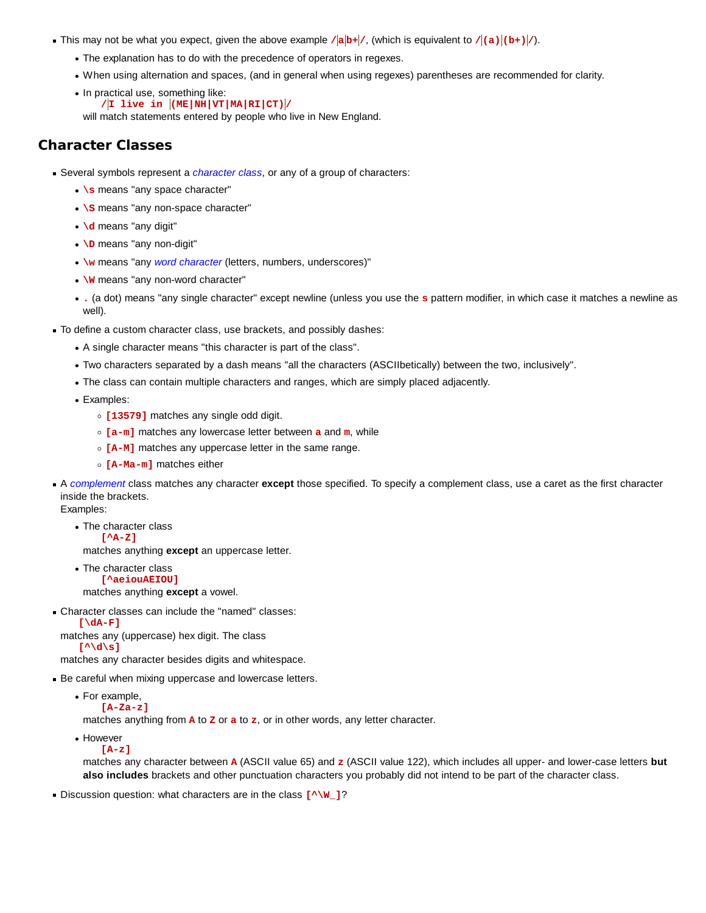- This may not be what you expect, given the above example `/ a b+ /`, (which is equivalent to `/ (a) (b+) /`).
  - The explanation has to do with the precedence of operators in regexes.
  - When using alternation and spaces, (and in general when using regexes) parentheses are recommended for clarity.
  - In practical use, something like:
    `/ I live in  (ME|NH|VT|MA|RI|CT) /`
    will match statements entered by people who live in New England.

## Character Classes

- Several symbols represent a *character class*, or any of a group of characters:
  - `\s` means "any space character"
  - `\S` means "any non-space character"
  - `\d` means "any digit"
  - `\D` means "any non-digit"
  - `\w` means "any *word character* (letters, numbers, underscores)"
  - `\W` means "any non-word character"
  - `.` (a dot) means "any single character" except newline (unless you use the `s` pattern modifier, in which case it matches a newline as well).
- To define a custom character class, use brackets, and possibly dashes:
  - A single character means "this character is part of the class".
  - Two characters separated by a dash means "all the characters (ASCIIbetically) between the two, inclusively".
  - The class can contain multiple characters and ranges, which are simply placed adjacently.
  - Examples:
    - `[13579]` matches any single odd digit.
    - `[a-m]` matches any lowercase letter between `a` and `m`, while
    - `[A-M]` matches any uppercase letter in the same range.
    - `[A-Ma-m]` matches either
- A *complement* class matches any character **except** those specified. To specify a complement class, use a caret as the first character inside the brackets.
  Examples:
  - The character class
    `[^A-Z]`
    matches anything **except** an uppercase letter.
  - The character class
    `[^aeiouAEIOU]`
    matches anything **except** a vowel.
- Character classes can include the "named" classes:
  `[\dA-F]`
  matches any (uppercase) hex digit. The class
  `[^\d\s]`
  matches any character besides digits and whitespace.
- Be careful when mixing uppercase and lowercase letters.
  - For example,
    `[A-Za-z]`
    matches anything from `A` to `Z` or `a` to `z`, or in other words, any letter character.
  - However
    `[A-z]`
    matches any character between `A` (ASCII value 65) and `z` (ASCII value 122), which includes all upper- and lower-case letters **but also includes** brackets and other punctuation characters you probably did not intend to be part of the character class.
- Discussion question: what characters are in the class `[^\W_]`?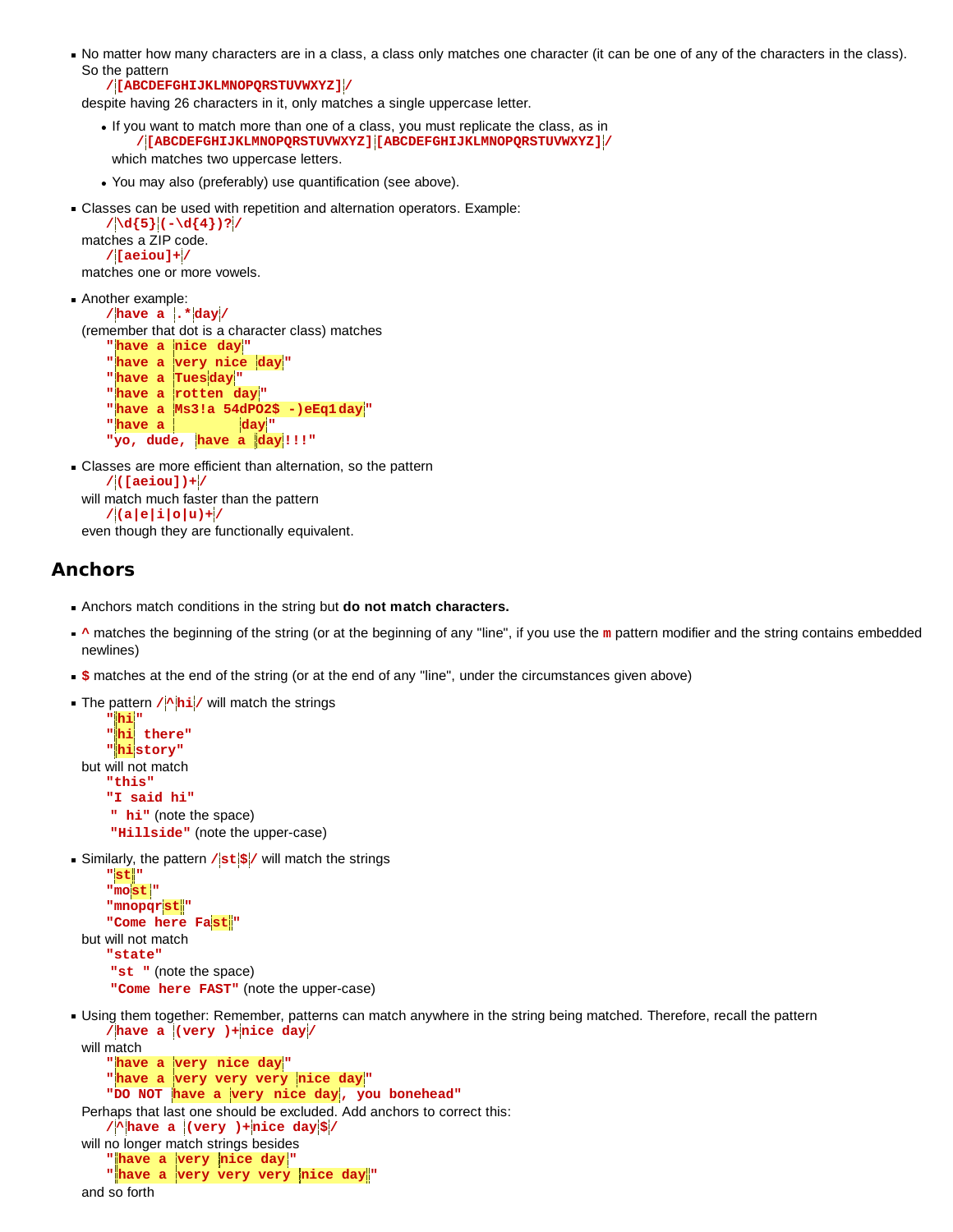- No matter how many characters are in a class, a class only matches one character (it can be one of any of the characters in the class). So the pattern
  `/[ABCDEFGHIJKLMNOPQRSTUVWXYZ]/`
  despite having 26 characters in it, only matches a single uppercase letter.
  - If you want to match more than one of a class, you must replicate the class, as in
    `/[ABCDEFGHIJKLMNOPQRSTUVWXYZ][ABCDEFGHIJKLMNOPQRSTUVWXYZ]/`
    which matches two uppercase letters.
  - You may also (preferably) use quantification (see above).
- Classes can be used with repetition and alternation operators. Example:
  `/\d{5}(-\d{4})?/`
  matches a ZIP code.
  `/[aeiou]+/`
  matches one or more vowels.
- Another example:
  `/have a .*day/`
  (remember that dot is a character class) matches
  `"have a nice day"`
  `"have a very nice day"`
  `"have a Tuesday"`
  `"have a rotten day"`
  `"have a Ms3!a 54dPO2$ -)eEq1day"`
  `"have a          day"`
  `"yo, dude, have a day!!!"`
- Classes are more efficient than alternation, so the pattern
  `/([aeiou])+/`
  will match much faster than the pattern
  `/(a|e|i|o|u)+/`
  even though they are functionally equivalent.

## Anchors

- Anchors match conditions in the string but **do not match characters.**
- `^` matches the beginning of the string (or at the beginning of any "line", if you use the `m` pattern modifier and the string contains embedded newlines)
- `$` matches at the end of the string (or at the end of any "line", under the circumstances given above)
- The pattern `/^hi/` will match the strings
  `"hi"`
  `"hi there"`
  `"history"`
  but will not match
  `"this"`
  `"I said hi"`
  `" hi"` (note the space)
  `"Hillside"` (note the upper-case)
- Similarly, the pattern `/st$/` will match the strings
  `"st"`
  `"most"`
  `"mnopqrst"`
  `"Come here Fast"`
  but will not match
  `"state"`
  `"st "` (note the space)
  `"Come here FAST"` (note the upper-case)
- Using them together: Remember, patterns can match anywhere in the string being matched. Therefore, recall the pattern
  `/have a (very )+nice day/`
  will match
  `"have a very nice day"`
  `"have a very very very nice day"`
  `"DO NOT have a very nice day, you bonehead"`
  Perhaps that last one should be excluded. Add anchors to correct this:
  `/^have a (very )+nice day$/`
  will no longer match strings besides
  `"have a very nice day"`
  `"have a very very very nice day"`
  and so forth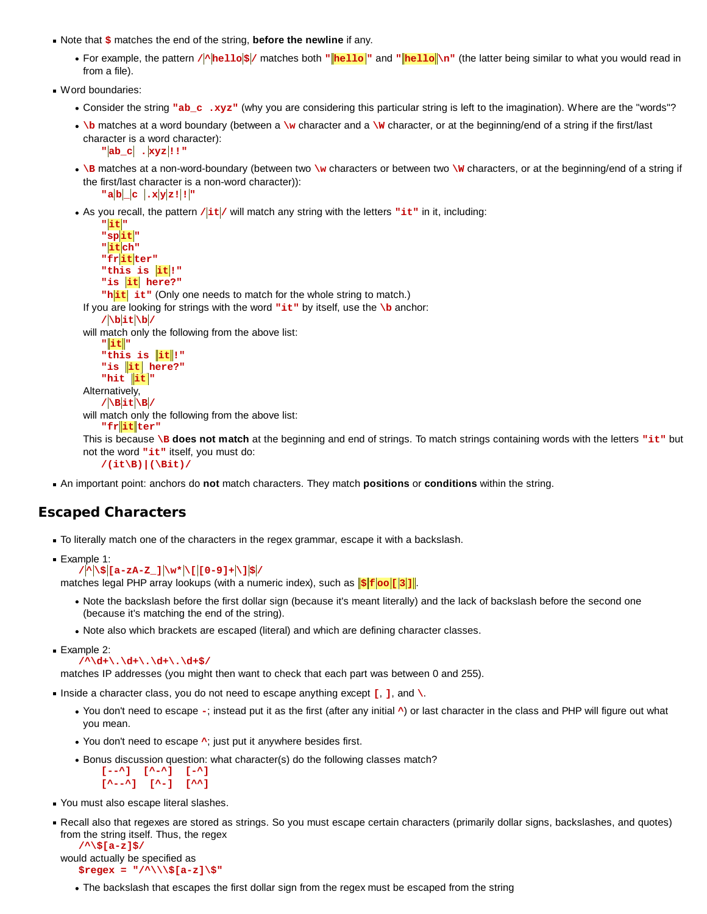- Note that `$` matches the end of the string, **before the newline** if any.
  - For example, the pattern `/^hello$/` matches both `"hello"` and `"hello\n"` (the latter being similar to what you would read in from a file).
- Word boundaries:
  - Consider the string `"ab_c .xyz"` (why you are considering this particular string is left to the imagination). Where are the "words"?
  - `\b` matches at a word boundary (between a `\w` character and a `\W` character, or at the beginning/end of a string if the first/last character is a word character):
    `"ab_c .xyz!!"`
  - `\B` matches at a non-word-boundary (between two `\w` characters or between two `\W` characters, or at the beginning/end of a string if the first/last character is a non-word character)):
    `"ab_c .xyz!!"`
  - As you recall, the pattern `/it/` will match any string with the letters `"it"` in it, including:
    `"it"`
    `"spit"`
    `"itch"`
    `"fritter"`
    `"this is it!"`
    `"is it here?"`
    `"hit it"` (Only one needs to match for the whole string to match.)

    If you are looking for strings with the word `"it"` by itself, use the `\b` anchor:
    `/\bit\b/`
    will match only the following from the above list:
    `"it"`
    `"this is it!"`
    `"is it here?"`
    `"hit it"`

    Alternatively,
    `/\Bit\B/`
    will match only the following from the above list:
    `"fritter"`

    This is because `\B` **does not match** at the beginning and end of strings. To match strings containing words with the letters `"it"` but not the word `"it"` itself, you must do:
    `/(it\B)|(\Bit)/`
- An important point: anchors do **not** match characters. They match **positions** or **conditions** within the string.

## Escaped Characters

- To literally match one of the characters in the regex grammar, escape it with a backslash.
- Example 1:
  `/^\$[a-zA-Z_]\w*\[[0-9]+\]$/`
  matches legal PHP array lookups (with a numeric index), such as `$foo[3]`.
  - Note the backslash before the first dollar sign (because it's meant literally) and the lack of backslash before the second one (because it's matching the end of the string).
  - Note also which brackets are escaped (literal) and which are defining character classes.
- Example 2:
  `/^\d+\.\d+\.\d+\.\d+$/`
  matches IP addresses (you might then want to check that each part was between 0 and 255).
- Inside a character class, you do not need to escape anything except `[`, `]`, and `\`.
  - You don't need to escape `-`; instead put it as the first (after any initial `^`) or last character in the class and PHP will figure out what you mean.
  - You don't need to escape `^`; just put it anywhere besides first.
  - Bonus discussion question: what character(s) do the following classes match?
    `[--^]  [^-^]  [-^]`
    `[^--^]  [^-]  [^^]`
- You must also escape literal slashes.
- Recall also that regexes are stored as strings. So you must escape certain characters (primarily dollar signs, backslashes, and quotes) from the string itself. Thus, the regex
  `/^\$[a-z]$/`
  would actually be specified as
  `$regex = "/^\\\$[a-z]\$"`
  - The backslash that escapes the first dollar sign from the regex must be escaped from the string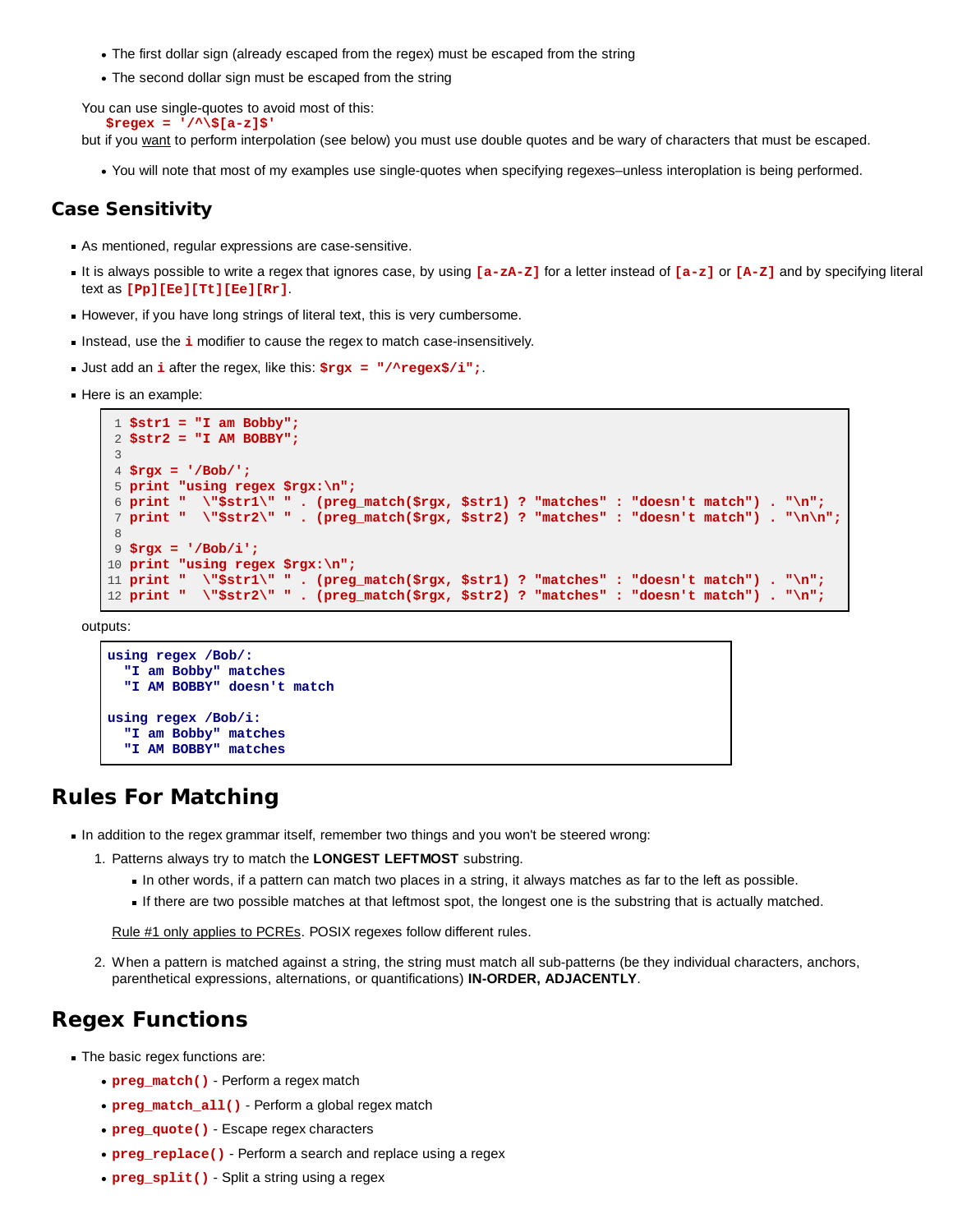- The first dollar sign (already escaped from the regex) must be escaped from the string
- The second dollar sign must be escaped from the string

You can use single-quotes to avoid most of this:
    `$regex = '/^\$[a-z]$'`
but if you want to perform interpolation (see below) you must use double quotes and be wary of characters that must be escaped.

- You will note that most of my examples use single-quotes when specifying regexes–unless interoplation is being performed.

## Case Sensitivity

- As mentioned, regular expressions are case-sensitive.
- It is always possible to write a regex that ignores case, by using `[a-zA-Z]` for a letter instead of `[a-z]` or `[A-Z]` and by specifying literal text as `[Pp][Ee][Tt][Ee][Rr]`.
- However, if you have long strings of literal text, this is very cumbersome.
- Instead, use the `i` modifier to cause the regex to match case-insensitively.
- Just add an `i` after the regex, like this: `$rgx = "/^regex$/i";`.
- Here is an example:

```
 1 $str1 = "I am Bobby";
 2 $str2 = "I AM BOBBY";
 3
 4 $rgx = '/Bob/';
 5 print "using regex $rgx:\n";
 6 print "  \"$str1\" " . (preg_match($rgx, $str1) ? "matches" : "doesn't match") . "\n";
 7 print "  \"$str2\" " . (preg_match($rgx, $str2) ? "matches" : "doesn't match") . "\n\n";
 8
 9 $rgx = '/Bob/i';
10 print "using regex $rgx:\n";
11 print "  \"$str1\" " . (preg_match($rgx, $str1) ? "matches" : "doesn't match") . "\n";
12 print "  \"$str2\" " . (preg_match($rgx, $str2) ? "matches" : "doesn't match") . "\n";
```

outputs:

```
using regex /Bob/:
  "I am Bobby" matches
  "I AM BOBBY" doesn't match

using regex /Bob/i:
  "I am Bobby" matches
  "I AM BOBBY" matches
```

# Rules For Matching

- In addition to the regex grammar itself, remember two things and you won't be steered wrong:
  1. Patterns always try to match the **LONGEST LEFTMOST** substring.
     - In other words, if a pattern can match two places in a string, it always matches as far to the left as possible.
     - If there are two possible matches at that leftmost spot, the longest one is the substring that is actually matched.

     Rule #1 only applies to PCREs. POSIX regexes follow different rules.
  2. When a pattern is matched against a string, the string must match all sub-patterns (be they individual characters, anchors, parenthetical expressions, alternations, or quantifications) **IN-ORDER, ADJACENTLY**.

# Regex Functions

- The basic regex functions are:
  - `preg_match()` - Perform a regex match
  - `preg_match_all()` - Perform a global regex match
  - `preg_quote()` - Escape regex characters
  - `preg_replace()` - Perform a search and replace using a regex
  - `preg_split()` - Split a string using a regex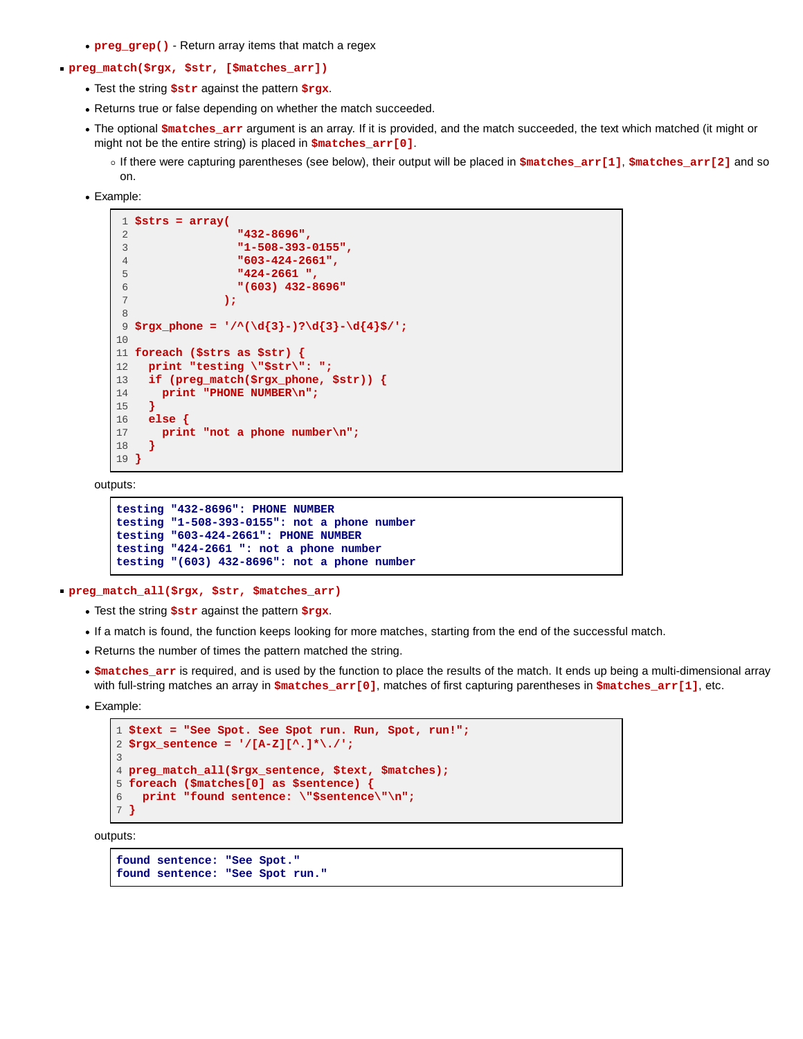- **`preg_grep()`** - Return array items that match a regex

- **`preg_match($rgx, $str, [$matches_arr])`**
  - Test the string **`$str`** against the pattern **`$rgx`**.
  - Returns true or false depending on whether the match succeeded.
  - The optional **`$matches_arr`** argument is an array. If it is provided, and the match succeeded, the text which matched (it might or might not be the entire string) is placed in **`$matches_arr[0]`**.
    - If there were capturing parentheses (see below), their output will be placed in **`$matches_arr[1]`**, **`$matches_arr[2]`** and so on.
  - Example:

```
$strs = array(
               "432-8696",
               "1-508-393-0155",
               "603-424-2661",
               "424-2661 ",
               "(603) 432-8696"
             );

$rgx_phone = '/^(\d{3}-)?\d{3}-\d{4}$/';

foreach ($strs as $str) {
  print "testing \"$str\": ";
  if (preg_match($rgx_phone, $str)) {
    print "PHONE NUMBER\n";
  }
  else {
    print "not a phone number\n";
  }
}
```

  outputs:

```
testing "432-8696": PHONE NUMBER
testing "1-508-393-0155": not a phone number
testing "603-424-2661": PHONE NUMBER
testing "424-2661 ": not a phone number
testing "(603) 432-8696": not a phone number
```

- **`preg_match_all($rgx, $str, $matches_arr)`**
  - Test the string **`$str`** against the pattern **`$rgx`**.
  - If a match is found, the function keeps looking for more matches, starting from the end of the successful match.
  - Returns the number of times the pattern matched the string.
  - **`$matches_arr`** is required, and is used by the function to place the results of the match. It ends up being a multi-dimensional array with full-string matches an array in **`$matches_arr[0]`**, matches of first capturing parentheses in **`$matches_arr[1]`**, etc.
  - Example:

```
$text = "See Spot. See Spot run. Run, Spot, run!";
$rgx_sentence = '/[A-Z][^.]*\./';

preg_match_all($rgx_sentence, $text, $matches);
foreach ($matches[0] as $sentence) {
  print "found sentence: \"$sentence\"\n";
}
```

  outputs:

```
found sentence: "See Spot."
found sentence: "See Spot run."
```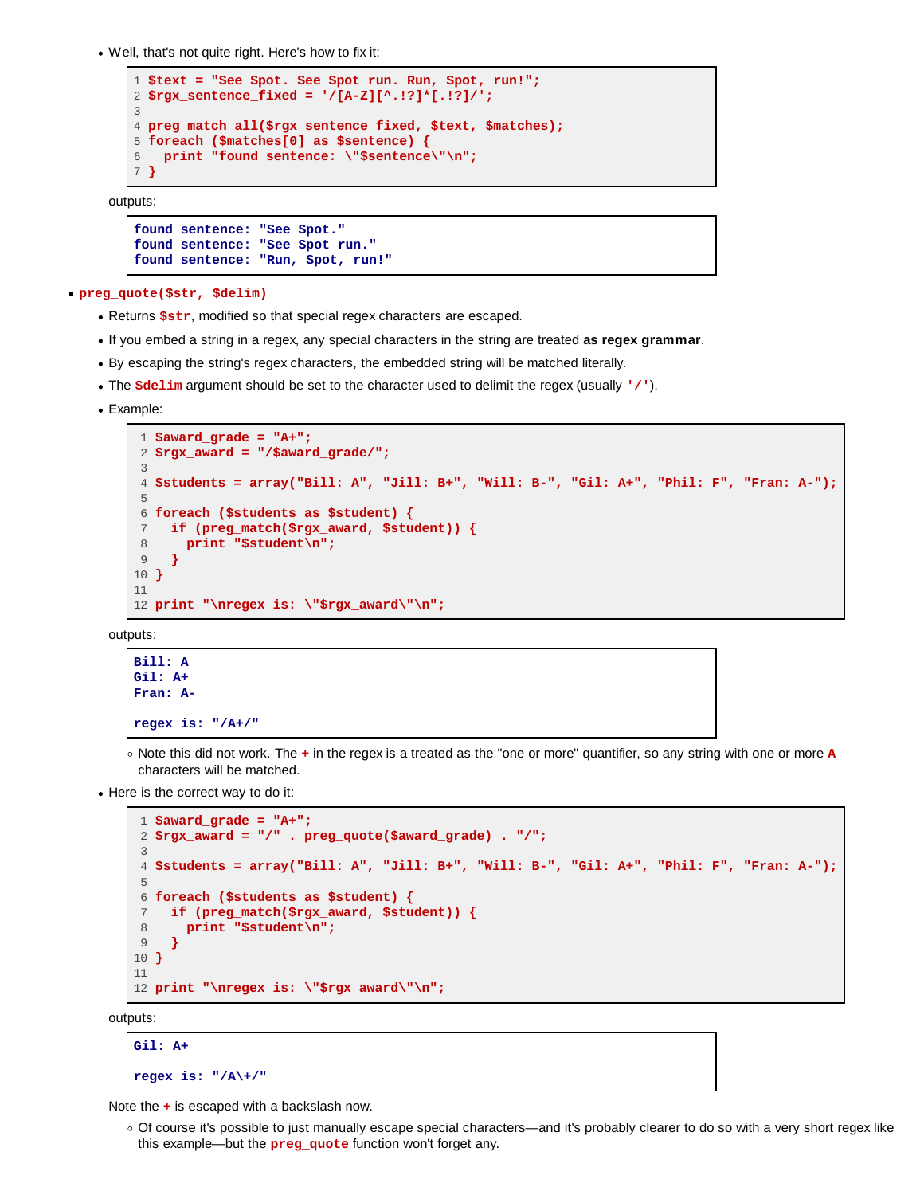- Well, that's not quite right. Here's how to fix it:

```
$text = "See Spot. See Spot run. Run, Spot, run!";
$rgx_sentence_fixed = '/[A-Z][^.!?]*[.!?]/';

preg_match_all($rgx_sentence_fixed, $text, $matches);
foreach ($matches[0] as $sentence) {
  print "found sentence: \"$sentence\"\n";
}
```

outputs:

```
found sentence: "See Spot."
found sentence: "See Spot run."
found sentence: "Run, Spot, run!"
```

- **preg_quote($str, $delim)**
  - Returns `$str`, modified so that special regex characters are escaped.
  - If you embed a string in a regex, any special characters in the string are treated **as regex grammar**.
  - By escaping the string's regex characters, the embedded string will be matched literally.
  - The `$delim` argument should be set to the character used to delimit the regex (usually `'/'`).
  - Example:

```
$award_grade = "A+";
$rgx_award = "/$award_grade/";

$students = array("Bill: A", "Jill: B+", "Will: B-", "Gil: A+", "Phil: F", "Fran: A-");

foreach ($students as $student) {
  if (preg_match($rgx_award, $student)) {
    print "$student\n";
  }
}

print "\nregex is: \"$rgx_award\"\n";
```

outputs:

```
Bill: A
Gil: A+
Fran: A-

regex is: "/A+/"
```

  - Note this did not work. The `+` in the regex is a treated as the "one or more" quantifier, so any string with one or more `A` characters will be matched.

  - Here is the correct way to do it:

```
$award_grade = "A+";
$rgx_award = "/" . preg_quote($award_grade) . "/";

$students = array("Bill: A", "Jill: B+", "Will: B-", "Gil: A+", "Phil: F", "Fran: A-");

foreach ($students as $student) {
  if (preg_match($rgx_award, $student)) {
    print "$student\n";
  }
}

print "\nregex is: \"$rgx_award\"\n";
```

outputs:

```
Gil: A+

regex is: "/A\+/"
```

Note the `+` is escaped with a backslash now.

  - Of course it's possible to just manually escape special characters—and it's probably clearer to do so with a very short regex like this example—but the `preg_quote` function won't forget any.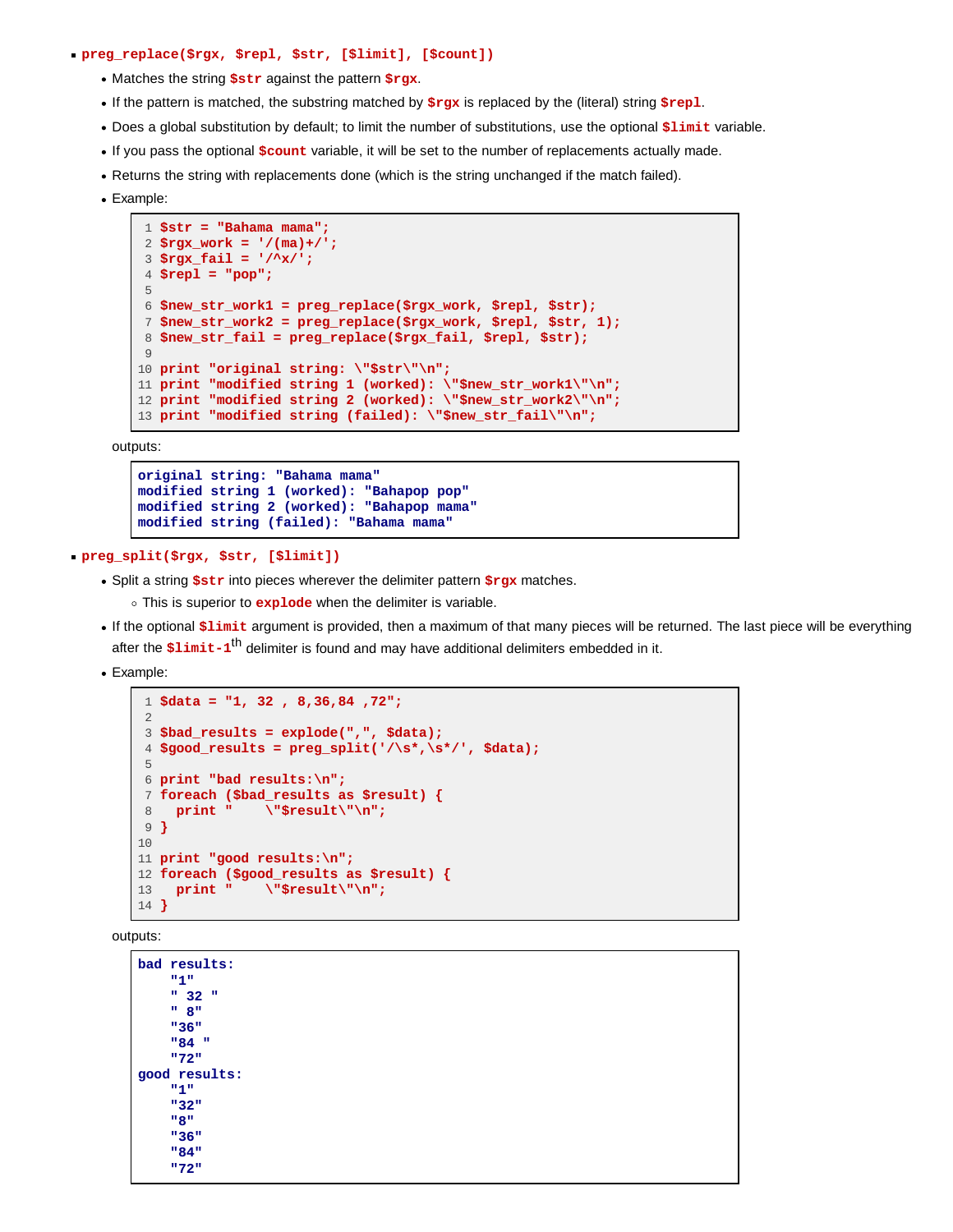- **`preg_replace($rgx, $repl, $str, [$limit], [$count])`**
  - Matches the string `$str` against the pattern `$rgx`.
  - If the pattern is matched, the substring matched by `$rgx` is replaced by the (literal) string `$repl`.
  - Does a global substitution by default; to limit the number of substitutions, use the optional `$limit` variable.
  - If you pass the optional `$count` variable, it will be set to the number of replacements actually made.
  - Returns the string with replacements done (which is the string unchanged if the match failed).
  - Example:

```
$str = "Bahama mama";
$rgx_work = '/(ma)+/';
$rgx_fail = '/^x/';
$repl = "pop";

$new_str_work1 = preg_replace($rgx_work, $repl, $str);
$new_str_work2 = preg_replace($rgx_work, $repl, $str, 1);
$new_str_fail = preg_replace($rgx_fail, $repl, $str);

print "original string: \"$str\"\n";
print "modified string 1 (worked): \"$new_str_work1\"\n";
print "modified string 2 (worked): \"$new_str_work2\"\n";
print "modified string (failed): \"$new_str_fail\"\n";
```

  outputs:

```
original string: "Bahama mama"
modified string 1 (worked): "Bahapop pop"
modified string 2 (worked): "Bahapop mama"
modified string (failed): "Bahama mama"
```

- **`preg_split($rgx, $str, [$limit])`**
  - Split a string `$str` into pieces wherever the delimiter pattern `$rgx` matches.
    - This is superior to `explode` when the delimiter is variable.
  - If the optional `$limit` argument is provided, then a maximum of that many pieces will be returned. The last piece will be everything after the `$limit-1`th delimiter is found and may have additional delimiters embedded in it.
  - Example:

```
$data = "1, 32 , 8,36,84 ,72";

$bad_results = explode(",", $data);
$good_results = preg_split('/\s*,\s*/', $data);

print "bad results:\n";
foreach ($bad_results as $result) {
  print "    \"$result\"\n";
}

print "good results:\n";
foreach ($good_results as $result) {
  print "    \"$result\"\n";
}
```

  outputs:

```
bad results:
    "1"
    " 32 "
    " 8"
    "36"
    "84 "
    "72"
good results:
    "1"
    "32"
    "8"
    "36"
    "84"
    "72"
```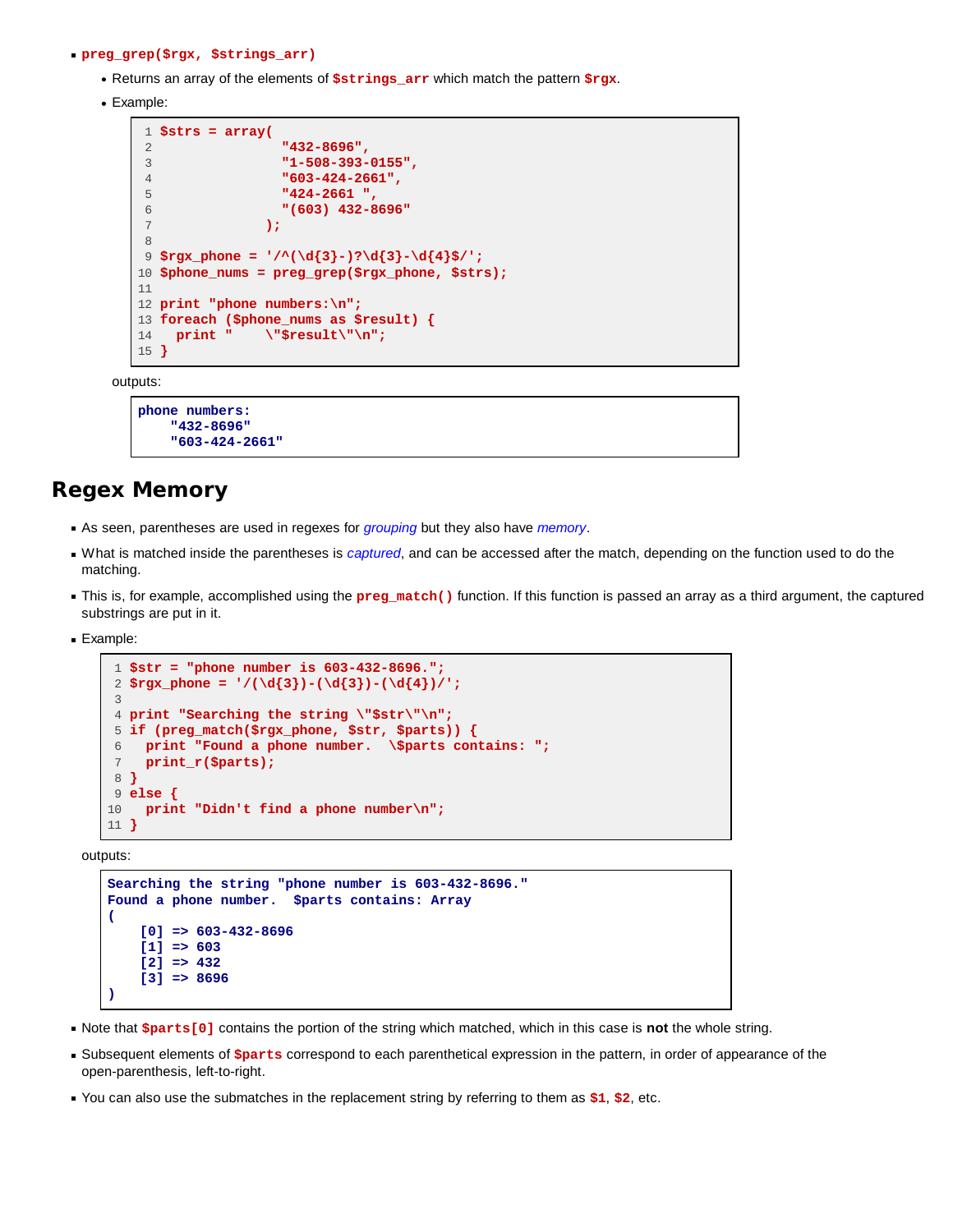- **preg_grep($rgx, $strings_arr)**
  - Returns an array of the elements of **$strings_arr** which match the pattern **$rgx**.
  - Example:

```
$strs = array(
               "432-8696",
               "1-508-393-0155",
               "603-424-2661",
               "424-2661 ",
               "(603) 432-8696"
             );

$rgx_phone = '/^(\d{3}-)?\d{3}-\d{4}$/';
$phone_nums = preg_grep($rgx_phone, $strs);

print "phone numbers:\n";
foreach ($phone_nums as $result) {
  print "    \"$result\"\n";
}
```

  outputs:

```
phone numbers:
    "432-8696"
    "603-424-2661"
```

## Regex Memory

- As seen, parentheses are used in regexes for *grouping* but they also have *memory*.
- What is matched inside the parentheses is *captured*, and can be accessed after the match, depending on the function used to do the matching.
- This is, for example, accomplished using the **preg_match()** function. If this function is passed an array as a third argument, the captured substrings are put in it.
- Example:

```
$str = "phone number is 603-432-8696.";
$rgx_phone = '/(\d{3})-(\d{3})-(\d{4})/';

print "Searching the string \"$str\"\n";
if (preg_match($rgx_phone, $str, $parts)) {
  print "Found a phone number.  \$parts contains: ";
  print_r($parts);
}
else {
  print "Didn't find a phone number\n";
}
```

  outputs:

```
Searching the string "phone number is 603-432-8696."
Found a phone number.  $parts contains: Array
(
    [0] => 603-432-8696
    [1] => 603
    [2] => 432
    [3] => 8696
)
```

- Note that **$parts[0]** contains the portion of the string which matched, which in this case is **not** the whole string.
- Subsequent elements of **$parts** correspond to each parenthetical expression in the pattern, in order of appearance of the open-parenthesis, left-to-right.
- You can also use the submatches in the replacement string by referring to them as **$1**, **$2**, etc.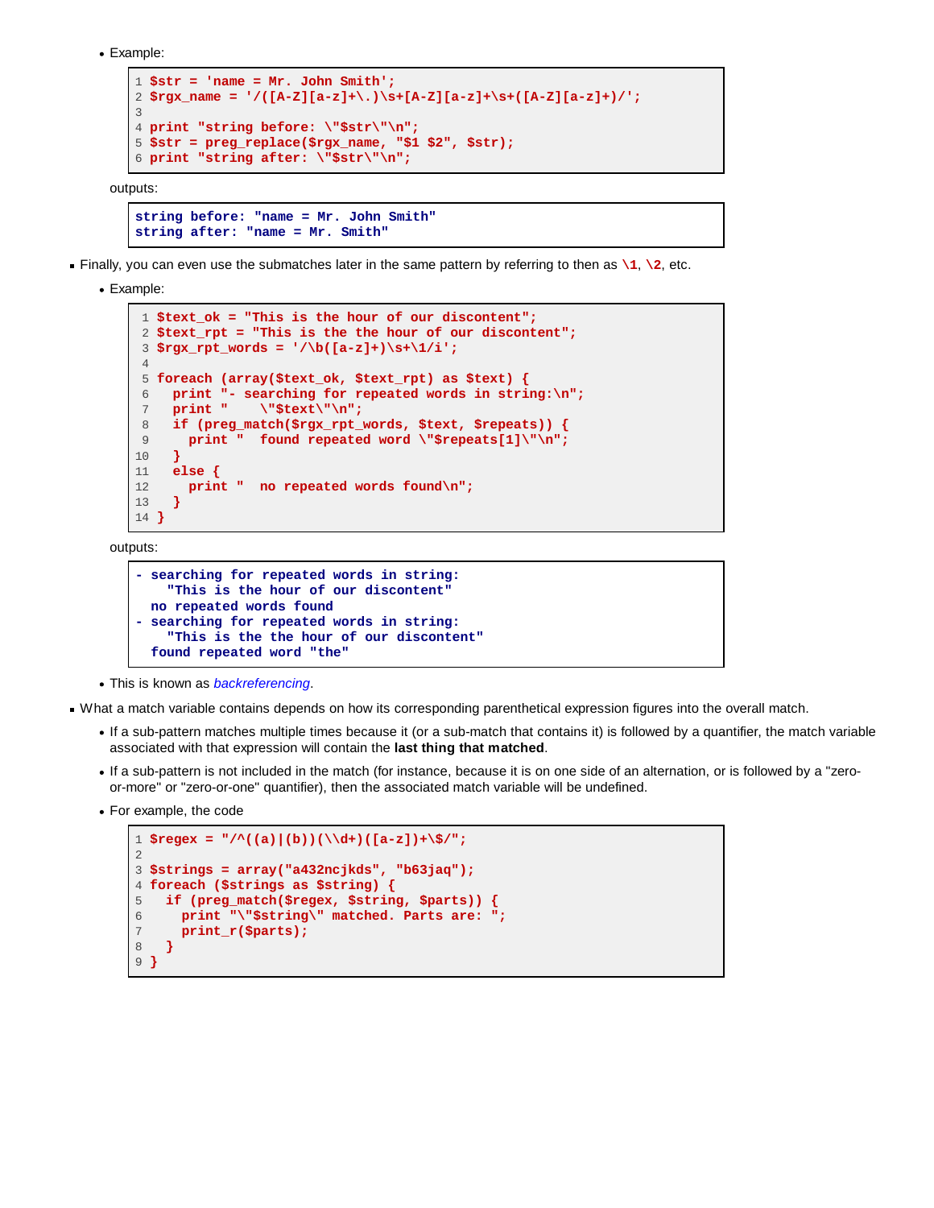- Example:

```
$str = 'name = Mr. John Smith';
$rgx_name = '/([A-Z][a-z]+\.)\s+[A-Z][a-z]+\s+([A-Z][a-z]+)/';

print "string before: \"$str\"\n";
$str = preg_replace($rgx_name, "$1 $2", $str);
print "string after: \"$str\"\n";
```

outputs:

```
string before: "name = Mr. John Smith"
string after: "name = Mr. Smith"
```

- Finally, you can even use the submatches later in the same pattern by referring to then as `\1`, `\2`, etc.
  - Example:

```
$text_ok = "This is the hour of our discontent";
$text_rpt = "This is the the hour of our discontent";
$rgx_rpt_words = '/\b([a-z]+)\s+\1/i';

foreach (array($text_ok, $text_rpt) as $text) {
  print "- searching for repeated words in string:\n";
  print "    \"$text\"\n";
  if (preg_match($rgx_rpt_words, $text, $repeats)) {
    print "  found repeated word \"$repeats[1]\"\n";
  }
  else {
    print "  no repeated words found\n";
  }
}
```

outputs:

```
- searching for repeated words in string:
    "This is the hour of our discontent"
  no repeated words found
- searching for repeated words in string:
    "This is the the hour of our discontent"
  found repeated word "the"
```

  - This is known as *backreferencing*.
- What a match variable contains depends on how its corresponding parenthetical expression figures into the overall match.
  - If a sub-pattern matches multiple times because it (or a sub-match that contains it) is followed by a quantifier, the match variable associated with that expression will contain the **last thing that matched**.
  - If a sub-pattern is not included in the match (for instance, because it is on one side of an alternation, or is followed by a "zero-or-more" or "zero-or-one" quantifier), then the associated match variable will be undefined.
  - For example, the code

```
$regex = "/^((a)|(b))(\\d+)([a-z])+\$/";

$strings = array("a432ncjkds", "b63jaq");
foreach ($strings as $string) {
  if (preg_match($regex, $string, $parts)) {
    print "\"$string\" matched. Parts are: ";
    print_r($parts);
  }
}
```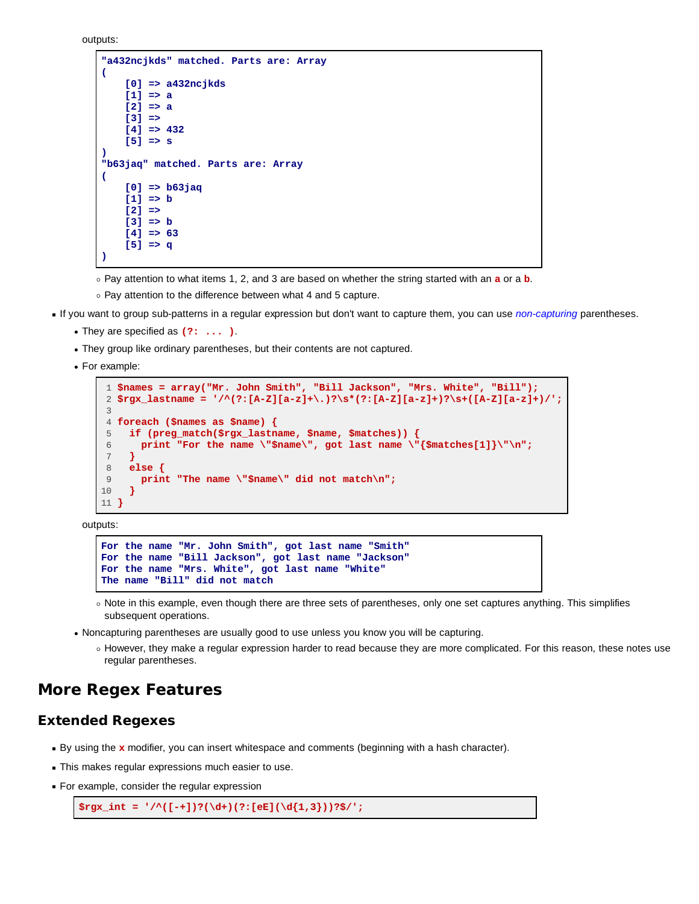outputs:

```
"a432ncjkds" matched. Parts are: Array
(
    [0] => a432ncjkds
    [1] => a
    [2] => a
    [3] => 
    [4] => 432
    [5] => s
)
"b63jaq" matched. Parts are: Array
(
    [0] => b63jaq
    [1] => b
    [2] => 
    [3] => b
    [4] => 63
    [5] => q
)
```

- Pay attention to what items 1, 2, and 3 are based on whether the string started with an **a** or a **b**.
- Pay attention to the difference between what 4 and 5 capture.

- If you want to group sub-patterns in a regular expression but don't want to capture them, you can use *non-capturing* parentheses.
  - They are specified as **(?: ... )**.
  - They group like ordinary parentheses, but their contents are not captured.
  - For example:

```
$names = array("Mr. John Smith", "Bill Jackson", "Mrs. White", "Bill");
$rgx_lastname = '/^(?:[A-Z][a-z]+\.)?\s*(?:[A-Z][a-z]+)?\s+([A-Z][a-z]+)/';

foreach ($names as $name) {
  if (preg_match($rgx_lastname, $name, $matches)) {
    print "For the name \"$name\", got last name \"{$matches[1]}\"\n";
  }
  else {
    print "The name \"$name\" did not match\n";
  }
}
```

outputs:

```
For the name "Mr. John Smith", got last name "Smith"
For the name "Bill Jackson", got last name "Jackson"
For the name "Mrs. White", got last name "White"
The name "Bill" did not match
```

- Note in this example, even though there are three sets of parentheses, only one set captures anything. This simplifies subsequent operations.

  - Noncapturing parentheses are usually good to use unless you know you will be capturing.
    - However, they make a regular expression harder to read because they are more complicated. For this reason, these notes use regular parentheses.

# More Regex Features

## Extended Regexes

- By using the **x** modifier, you can insert whitespace and comments (beginning with a hash character).
- This makes regular expressions much easier to use.
- For example, consider the regular expression

```
$rgx_int = '/^([-+])?(\d+)(?:[eE](\d{1,3}))?$/';
```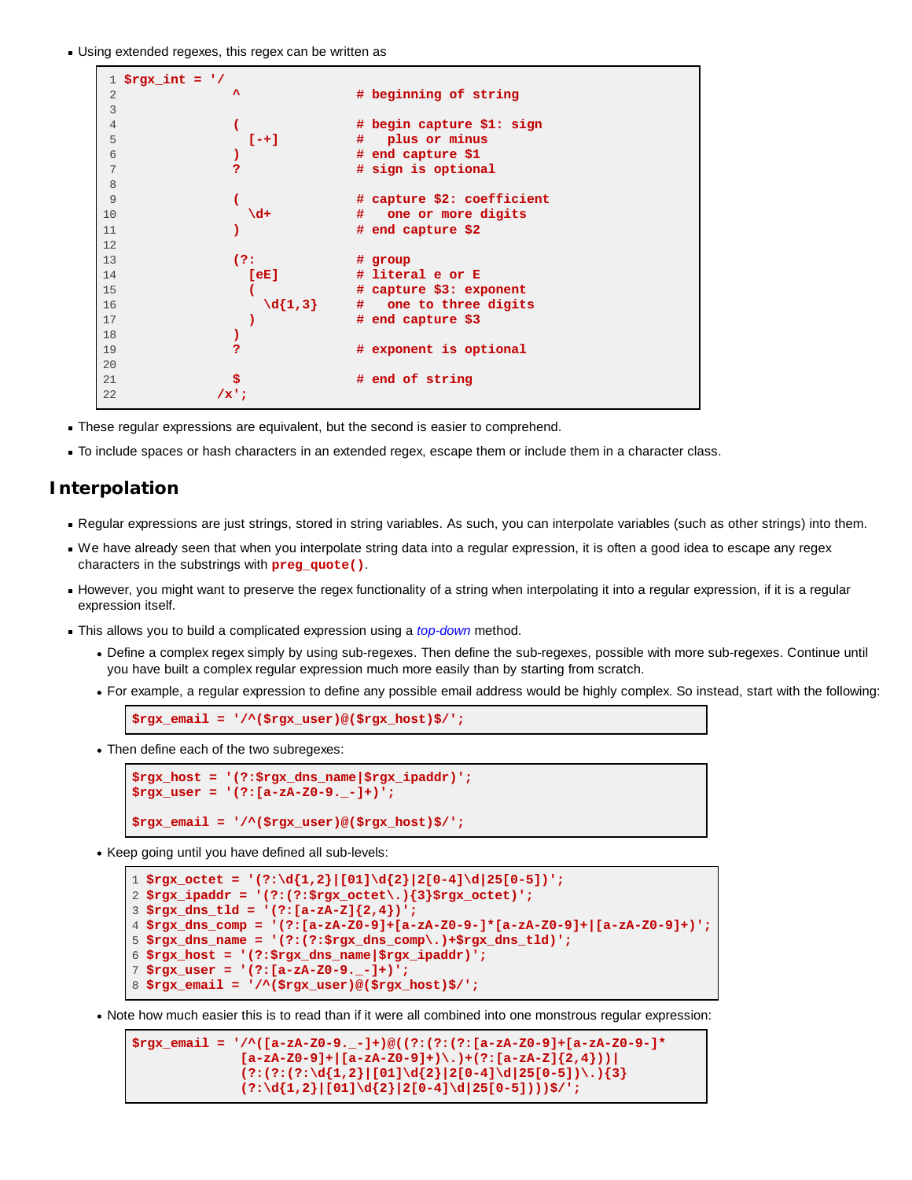- Using extended regexes, this regex can be written as

```
$rgx_int = '/
              ^               # beginning of string

              (               # begin capture $1: sign
                [-+]          #   plus or minus
              )               # end capture $1
              ?               # sign is optional

              (               # capture $2: coefficient
                \d+           #   one or more digits
              )               # end capture $2

              (?:             # group
                [eE]          # literal e or E
                (             # capture $3: exponent
                  \d{1,3}     #   one to three digits
                )             # end capture $3
              )
              ?               # exponent is optional

              $               # end of string
            /x';
```

- These regular expressions are equivalent, but the second is easier to comprehend.
- To include spaces or hash characters in an extended regex, escape them or include them in a character class.

## Interpolation

- Regular expressions are just strings, stored in string variables. As such, you can interpolate variables (such as other strings) into them.
- We have already seen that when you interpolate string data into a regular expression, it is often a good idea to escape any regex characters in the substrings with **preg_quote()**.
- However, you might want to preserve the regex functionality of a string when interpolating it into a regular expression, if it is a regular expression itself.
- This allows you to build a complicated expression using a *top-down* method.
  - Define a complex regex simply by using sub-regexes. Then define the sub-regexes, possible with more sub-regexes. Continue until you have built a complex regular expression much more easily than by starting from scratch.
  - For example, a regular expression to define any possible email address would be highly complex. So instead, start with the following:

```
$rgx_email = '/^($rgx_user)@($rgx_host)$/';
```

  - Then define each of the two subregexes:

```
$rgx_host = '(?:$rgx_dns_name|$rgx_ipaddr)';
$rgx_user = '(?:[a-zA-Z0-9._-]+)';

$rgx_email = '/^($rgx_user)@($rgx_host)$/';
```

  - Keep going until you have defined all sub-levels:

```
$rgx_octet = '(?:\d{1,2}|[01]\d{2}|2[0-4]\d|25[0-5])';
$rgx_ipaddr = '(?:(?:$rgx_octet\.){3}$rgx_octet)';
$rgx_dns_tld = '(?:[a-zA-Z]{2,4})';
$rgx_dns_comp = '(?:[a-zA-Z0-9]+[a-zA-Z0-9-]*[a-zA-Z0-9]+|[a-zA-Z0-9]+)';
$rgx_dns_name = '(?:(?:$rgx_dns_comp\.)+$rgx_dns_tld)';
$rgx_host = '(?:$rgx_dns_name|$rgx_ipaddr)';
$rgx_user = '(?:[a-zA-Z0-9._-]+)';
$rgx_email = '/^($rgx_user)@($rgx_host)$/';
```

  - Note how much easier this is to read than if it were all combined into one monstrous regular expression:

```
$rgx_email = '/^([a-zA-Z0-9._-]+)@((?:(?:(?:[a-zA-Z0-9]+[a-zA-Z0-9-]*
              [a-zA-Z0-9]+|[a-zA-Z0-9]+)\.)+(?:[a-zA-Z]{2,4}))|
              (?:(?:(?:\d{1,2}|[01]\d{2}|2[0-4]\d|25[0-5])\.){3}
              (?:\d{1,2}|[01]\d{2}|2[0-4]\d|25[0-5])))$/';
```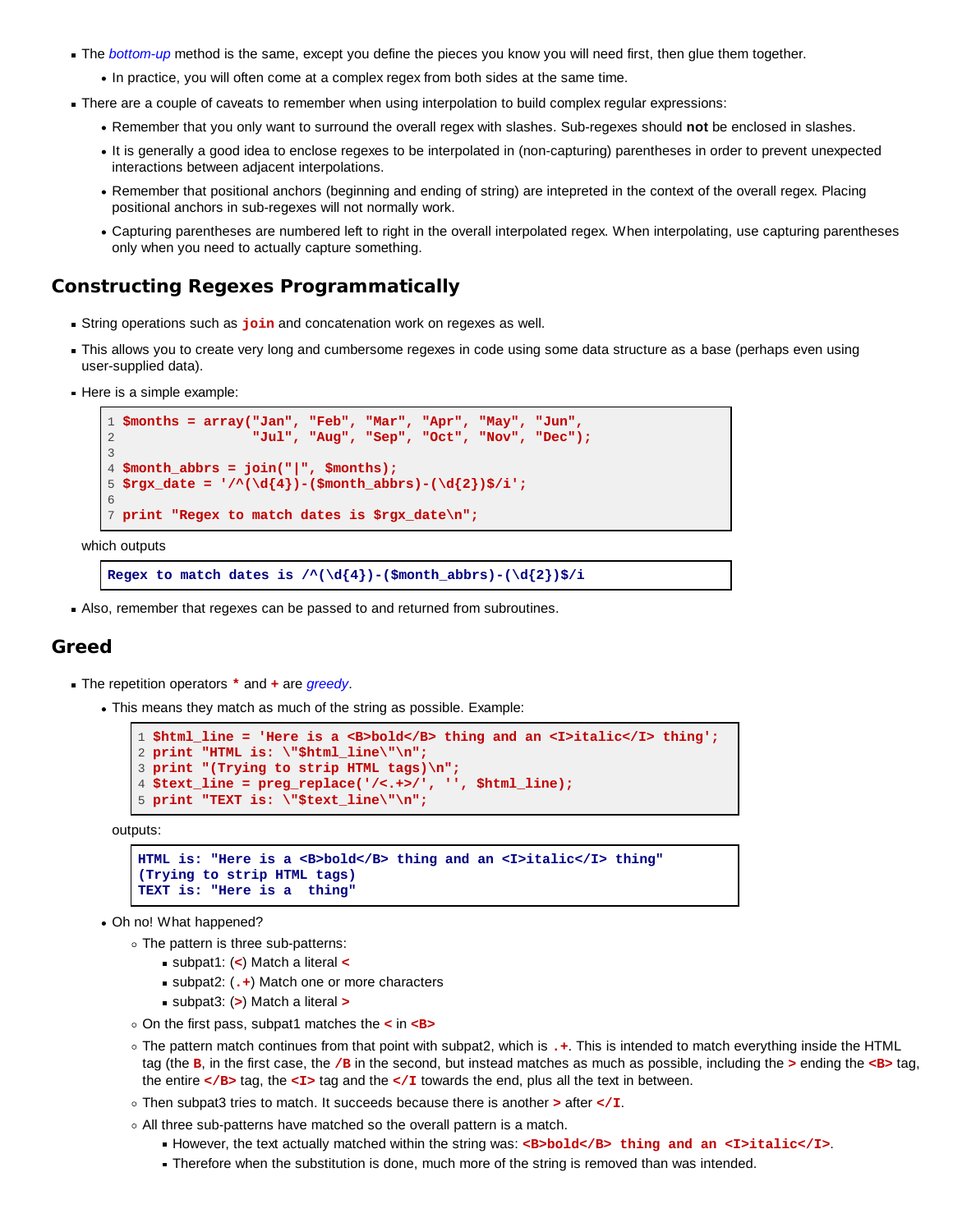- The *bottom-up* method is the same, except you define the pieces you know you will need first, then glue them together.
  - In practice, you will often come at a complex regex from both sides at the same time.
- There are a couple of caveats to remember when using interpolation to build complex regular expressions:
  - Remember that you only want to surround the overall regex with slashes. Sub-regexes should **not** be enclosed in slashes.
  - It is generally a good idea to enclose regexes to be interpolated in (non-capturing) parentheses in order to prevent unexpected interactions between adjacent interpolations.
  - Remember that positional anchors (beginning and ending of string) are intepreted in the context of the overall regex. Placing positional anchors in sub-regexes will not normally work.
  - Capturing parentheses are numbered left to right in the overall interpolated regex. When interpolating, use capturing parentheses only when you need to actually capture something.

## Constructing Regexes Programmatically

- String operations such as `join` and concatenation work on regexes as well.
- This allows you to create very long and cumbersome regexes in code using some data structure as a base (perhaps even using user-supplied data).
- Here is a simple example:

```
1 $months = array("Jan", "Feb", "Mar", "Apr", "May", "Jun",
2                 "Jul", "Aug", "Sep", "Oct", "Nov", "Dec");
3
4 $month_abbrs = join("|", $months);
5 $rgx_date = '/^(\d{4})-($month_abbrs)-(\d{2})$/i';
6
7 print "Regex to match dates is $rgx_date\n";
```

which outputs

```
Regex to match dates is /^(\d{4})-($month_abbrs)-(\d{2})$/i
```

- Also, remember that regexes can be passed to and returned from subroutines.

## Greed

- The repetition operators `*` and `+` are *greedy*.
  - This means they match as much of the string as possible. Example:

```
1 $html_line = 'Here is a <B>bold</B> thing and an <I>italic</I> thing';
2 print "HTML is: \"$html_line\"\n";
3 print "(Trying to strip HTML tags)\n";
4 $text_line = preg_replace('/<.+>/', '', $html_line);
5 print "TEXT is: \"$text_line\"\n";
```

outputs:

```
HTML is: "Here is a <B>bold</B> thing and an <I>italic</I> thing"
(Trying to strip HTML tags)
TEXT is: "Here is a  thing"
```

- Oh no! What happened?
  - The pattern is three sub-patterns:
    - subpat1: (`<`) Match a literal `<`
    - subpat2: (`.+`) Match one or more characters
    - subpat3: (`>`) Match a literal `>`
  - On the first pass, subpat1 matches the `<` in `<B>`
  - The pattern match continues from that point with subpat2, which is `.+`. This is intended to match everything inside the HTML tag (the `B`, in the first case, the `/B` in the second, but instead matches as much as possible, including the `>` ending the `<B>` tag, the entire `</B>` tag, the `<I>` tag and the `</I` towards the end, plus all the text in between.
  - Then subpat3 tries to match. It succeeds because there is another `>` after `</I`.
  - All three sub-patterns have matched so the overall pattern is a match.
    - However, the text actually matched within the string was: `<B>bold</B> thing and an <I>italic</I>`.
    - Therefore when the substitution is done, much more of the string is removed than was intended.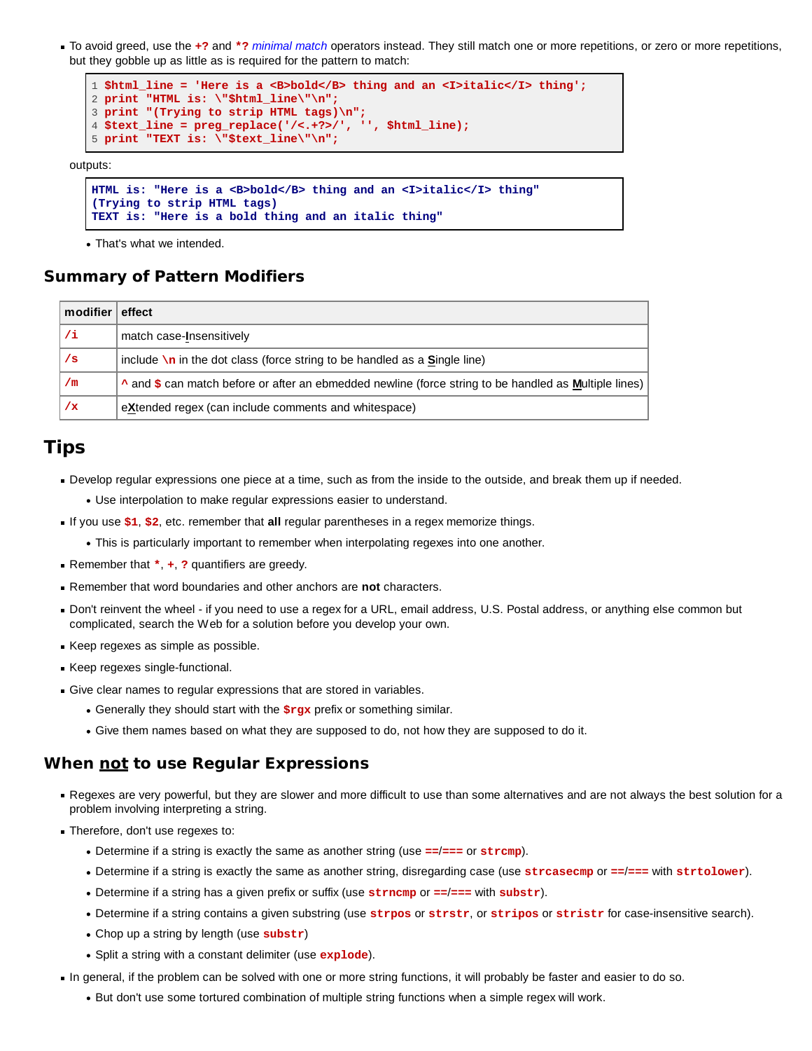- To avoid greed, use the `+?` and `*?` *minimal match* operators instead. They still match one or more repetitions, or zero or more repetitions, but they gobble up as little as is required for the pattern to match:

```
$html_line = 'Here is a <B>bold</B> thing and an <I>italic</I> thing';
print "HTML is: \"$html_line\"\n";
print "(Trying to strip HTML tags)\n";
$text_line = preg_replace('/<.+?>/', '', $html_line);
print "TEXT is: \"$text_line\"\n";
```

outputs:

```
HTML is: "Here is a <B>bold</B> thing and an <I>italic</I> thing"
(Trying to strip HTML tags)
TEXT is: "Here is a bold thing and an italic thing"
```

  - That's what we intended.

## Summary of Pattern Modifiers

| modifier | effect |
|---|---|
| `/i` | match case-**I**nsensitively |
| `/s` | include `\n` in the dot class (force string to be handled as a **S**ingle line) |
| `/m` | `^` and `$` can match before or after an ebmedded newline (force string to be handled as **M**ultiple lines) |
| `/x` | e**X**tended regex (can include comments and whitespace) |

# Tips

- Develop regular expressions one piece at a time, such as from the inside to the outside, and break them up if needed.
  - Use interpolation to make regular expressions easier to understand.
- If you use `$1`, `$2`, etc. remember that **all** regular parentheses in a regex memorize things.
  - This is particularly important to remember when interpolating regexes into one another.
- Remember that `*`, `+`, `?` quantifiers are greedy.
- Remember that word boundaries and other anchors are **not** characters.
- Don't reinvent the wheel - if you need to use a regex for a URL, email address, U.S. Postal address, or anything else common but complicated, search the Web for a solution before you develop your own.
- Keep regexes as simple as possible.
- Keep regexes single-functional.
- Give clear names to regular expressions that are stored in variables.
  - Generally they should start with the `$rgx` prefix or something similar.
  - Give them names based on what they are supposed to do, not how they are supposed to do it.

## When not to use Regular Expressions

- Regexes are very powerful, but they are slower and more difficult to use than some alternatives and are not always the best solution for a problem involving interpreting a string.
- Therefore, don't use regexes to:
  - Determine if a string is exactly the same as another string (use `==`/`===` or `strcmp`).
  - Determine if a string is exactly the same as another string, disregarding case (use `strcasecmp` or `==`/`===` with `strtolower`).
  - Determine if a string has a given prefix or suffix (use `strncmp` or `==`/`===` with `substr`).
  - Determine if a string contains a given substring (use `strpos` or `strstr`, or `stripos` or `stristr` for case-insensitive search).
  - Chop up a string by length (use `substr`)
  - Split a string with a constant delimiter (use `explode`).
- In general, if the problem can be solved with one or more string functions, it will probably be faster and easier to do so.
  - But don't use some tortured combination of multiple string functions when a simple regex will work.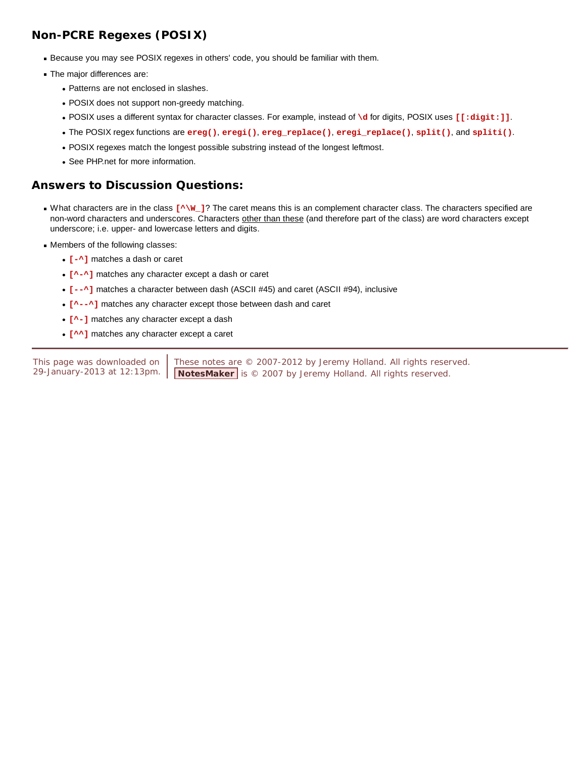## Non-PCRE Regexes (POSIX)

- Because you may see POSIX regexes in others' code, you should be familiar with them.
- The major differences are:
  - Patterns are not enclosed in slashes.
  - POSIX does not support non-greedy matching.
  - POSIX uses a different syntax for character classes. For example, instead of `\d` for digits, POSIX uses `[[:digit:]]`.
  - The POSIX regex functions are `ereg()`, `eregi()`, `ereg_replace()`, `eregi_replace()`, `split()`, and `spliti()`.
  - POSIX regexes match the longest possible substring instead of the longest leftmost.
  - See PHP.net for more information.

## Answers to Discussion Questions:

- What characters are in the class `[^\W_]`? The caret means this is an complement character class. The characters specified are non-word characters and underscores. Characters other than these (and therefore part of the class) are word characters except underscore; i.e. upper- and lowercase letters and digits.
- Members of the following classes:
  - `[-^]` matches a dash or caret
  - `[^-^]` matches any character except a dash or caret
  - `[--^]` matches a character between dash (ASCII #45) and caret (ASCII #94), inclusive
  - `[^--^]` matches any character except those between dash and caret
  - `[^-]` matches any character except a dash
  - `[^^]` matches any character except a caret

---

This page was downloaded on 29-January-2013 at 12:13pm. | These notes are © 2007-2012 by Jeremy Holland. All rights reserved. **NotesMaker** is © 2007 by Jeremy Holland. All rights reserved.